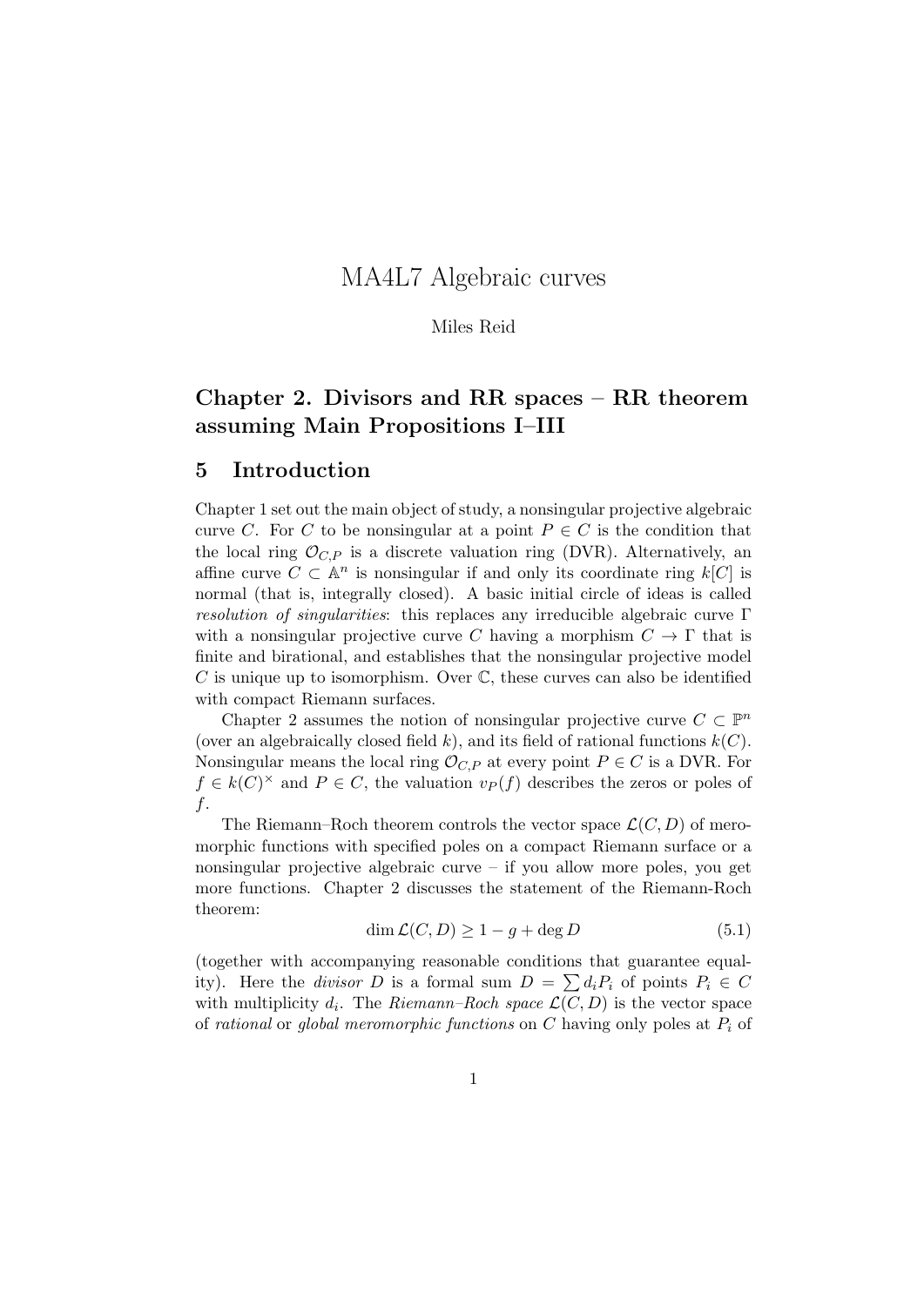# MA4L7 Algebraic curves

Miles Reid

## Chapter 2. Divisors and RR spaces – RR theorem assuming Main Propositions I–III

## 5 Introduction

Chapter 1 set out the main object of study, a nonsingular projective algebraic curve $C$. For $C$ to be nonsingular at a point $P \in C$ is the condition that the local ring $\mathcal{O}_{C,P}$ is a discrete valuation ring (DVR). Alternatively, an affine curve $C \subset \mathbb{A}^n$ is nonsingular if and only its coordinate ring $k[C]$ is normal (that is, integrally closed). A basic initial circle of ideas is called *resolution of singularities*: this replaces any irreducible algebraic curve $\Gamma$ with a nonsingular projective curve $C$ having a morphism $C \to \Gamma$ that is finite and birational, and establishes that the nonsingular projective model $C$ is unique up to isomorphism. Over $\mathbb{C}$, these curves can also be identified with compact Riemann surfaces.

Chapter 2 assumes the notion of nonsingular projective curve $C \subset \mathbb{P}^n$ (over an algebraically closed field $k$), and its field of rational functions $k(C)$. Nonsingular means the local ring $\mathcal{O}_{C,P}$ at every point $P \in C$ is a DVR. For $f \in k(C)^\times$ and $P \in C$, the valuation $v_P(f)$ describes the zeros or poles of $f$.

The Riemann–Roch theorem controls the vector space $\mathcal{L}(C, D)$ of meromorphic functions with specified poles on a compact Riemann surface or a nonsingular projective algebraic curve – if you allow more poles, you get more functions. Chapter 2 discusses the statement of the Riemann-Roch theorem:

$$\dim \mathcal{L}(C, D) \geq 1 - g + \deg D \tag{5.1}$$

(together with accompanying reasonable conditions that guarantee equality). Here the *divisor* $D$ is a formal sum $D = \sum d_i P_i$ of points $P_i \in C$ with multiplicity $d_i$. The *Riemann–Roch space* $\mathcal{L}(C, D)$ is the vector space of *rational* or *global meromorphic functions* on $C$ having only poles at $P_i$ of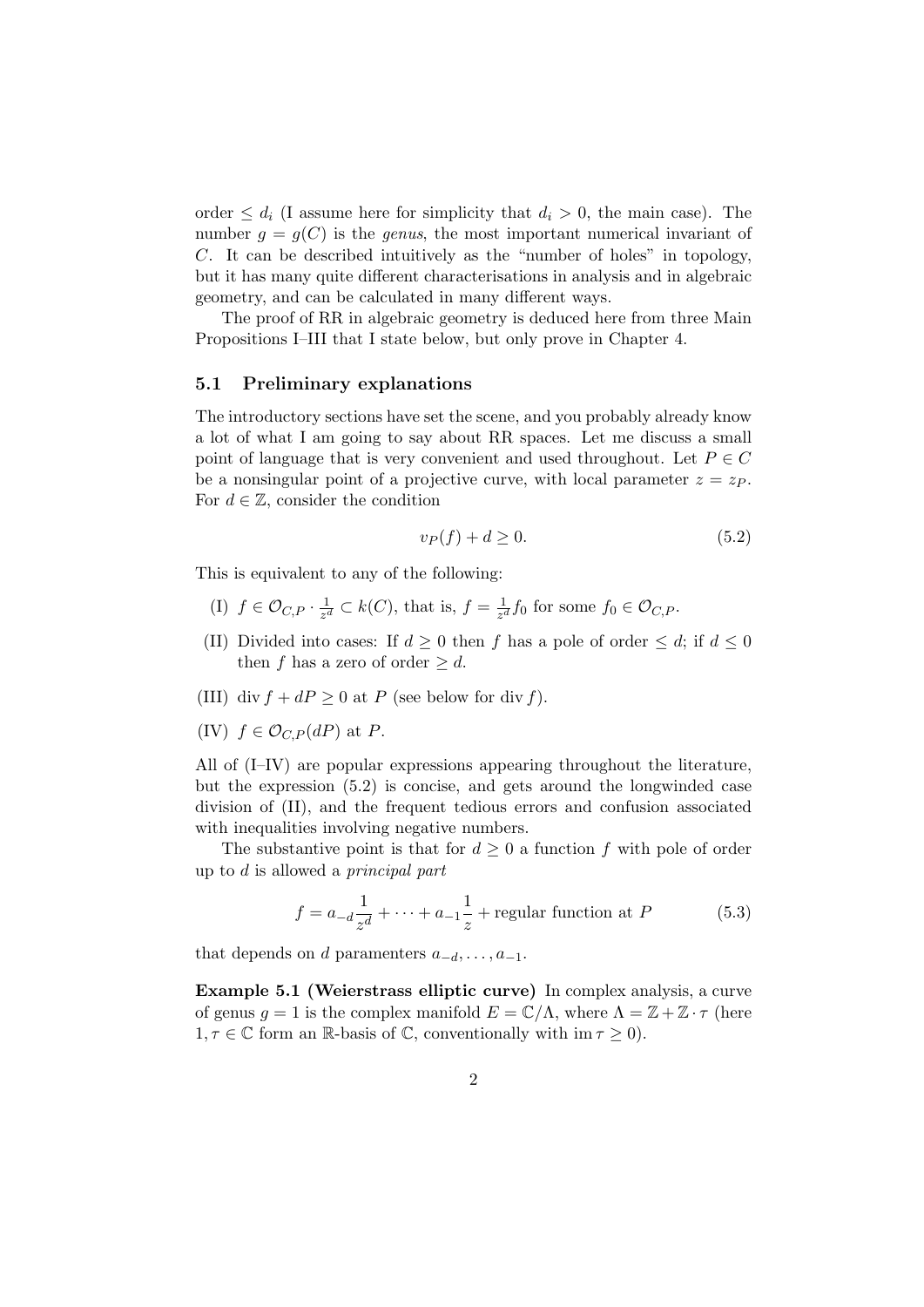order $\leq d_i$ (I assume here for simplicity that $d_i > 0$, the main case). The number $g = g(C)$ is the *genus*, the most important numerical invariant of $C$. It can be described intuitively as the "number of holes" in topology, but it has many quite different characterisations in analysis and in algebraic geometry, and can be calculated in many different ways.

The proof of RR in algebraic geometry is deduced here from three Main Propositions I–III that I state below, but only prove in Chapter 4.

### 5.1 Preliminary explanations

The introductory sections have set the scene, and you probably already know a lot of what I am going to say about RR spaces. Let me discuss a small point of language that is very convenient and used throughout. Let $P \in C$ be a nonsingular point of a projective curve, with local parameter $z = z_P$. For $d \in \mathbb{Z}$, consider the condition

$$v_P(f) + d \geq 0. \tag{5.2}$$

This is equivalent to any of the following:

(I) $f \in \mathcal{O}_{C,P} \cdot \frac{1}{z^d} \subset k(C)$, that is, $f = \frac{1}{z^d} f_0$ for some $f_0 \in \mathcal{O}_{C,P}$.

(II) Divided into cases: If $d \geq 0$ then $f$ has a pole of order $\leq d$; if $d \leq 0$ then $f$ has a zero of order $\geq d$.

(III) $\operatorname{div} f + dP \geq 0$ at $P$ (see below for $\operatorname{div} f$).

(IV) $f \in \mathcal{O}_{C,P}(dP)$ at $P$.

All of (I–IV) are popular expressions appearing throughout the literature, but the expression (5.2) is concise, and gets around the longwinded case division of (II), and the frequent tedious errors and confusion associated with inequalities involving negative numbers.

The substantive point is that for $d \geq 0$ a function $f$ with pole of order up to $d$ is allowed a *principal part*

$$f = a_{-d} \frac{1}{z^d} + \cdots + a_{-1} \frac{1}{z} + \text{regular function at } P \tag{5.3}$$

that depends on $d$ paramenters $a_{-d}, \ldots, a_{-1}$.

**Example 5.1 (Weierstrass elliptic curve)** In complex analysis, a curve of genus $g = 1$ is the complex manifold $E = \mathbb{C}/\Lambda$, where $\Lambda = \mathbb{Z} + \mathbb{Z} \cdot \tau$ (here $1, \tau \in \mathbb{C}$ form an $\mathbb{R}$-basis of $\mathbb{C}$, conventionally with $\operatorname{im} \tau \geq 0$).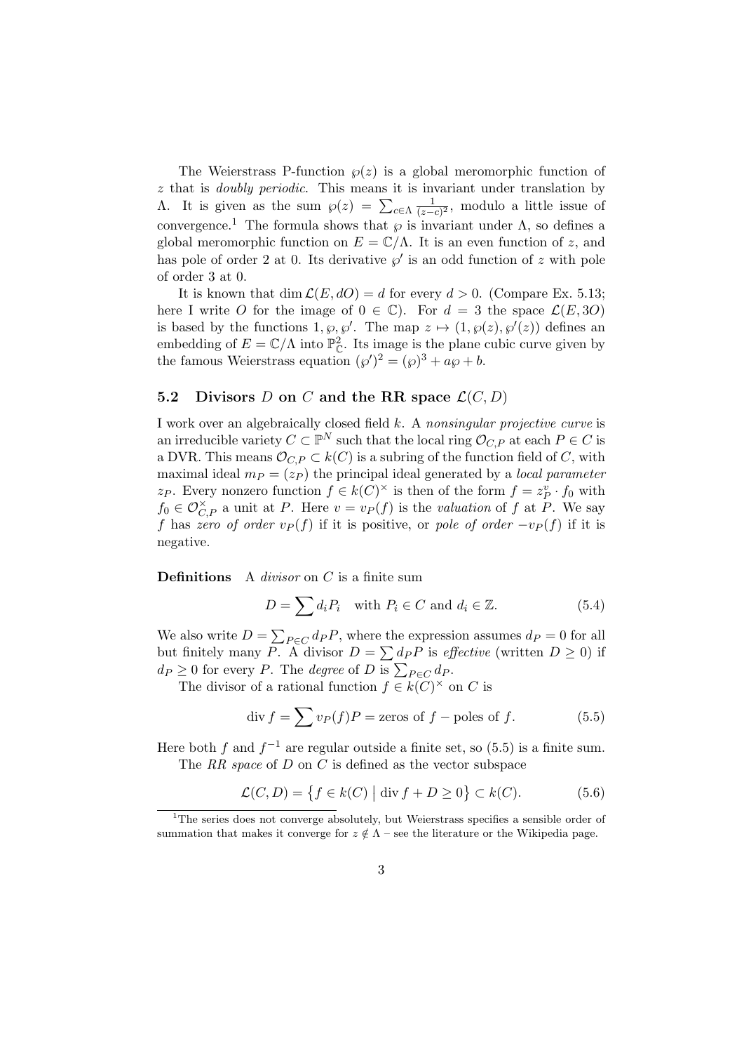The Weierstrass P-function $\wp(z)$ is a global meromorphic function of $z$ that is *doubly periodic*. This means it is invariant under translation by $\Lambda$. It is given as the sum $\wp(z) = \sum_{c\in\Lambda} \frac{1}{(z-c)^2}$, modulo a little issue of convergence.[1] The formula shows that $\wp$ is invariant under $\Lambda$, so defines a global meromorphic function on $E = \mathbb{C}/\Lambda$. It is an even function of $z$, and has pole of order 2 at 0. Its derivative $\wp'$ is an odd function of $z$ with pole of order 3 at 0.

It is known that $\dim \mathcal{L}(E, dO) = d$ for every $d > 0$. (Compare Ex. 5.13; here I write $O$ for the image of $0 \in \mathbb{C}$). For $d = 3$ the space $\mathcal{L}(E, 3O)$ is based by the functions $1, \wp, \wp'$. The map $z \mapsto (1, \wp(z), \wp'(z))$ defines an embedding of $E = \mathbb{C}/\Lambda$ into $\mathbb{P}^2_{\mathbb{C}}$. Its image is the plane cubic curve given by the famous Weierstrass equation $(\wp')^2 = (\wp)^3 + a\wp + b$.

### 5.2 Divisors $D$ on $C$ and the RR space $\mathcal{L}(C, D)$

I work over an algebraically closed field $k$. A *nonsingular projective curve* is an irreducible variety $C \subset \mathbb{P}^N$ such that the local ring $\mathcal{O}_{C,P}$ at each $P \in C$ is a DVR. This means $\mathcal{O}_{C,P} \subset k(C)$ is a subring of the function field of $C$, with maximal ideal $m_P = (z_P)$ the principal ideal generated by a *local parameter* $z_P$. Every nonzero function $f \in k(C)^\times$ is then of the form $f = z_P^v \cdot f_0$ with $f_0 \in \mathcal{O}_{C,P}^\times$ a unit at $P$. Here $v = v_P(f)$ is the *valuation* of $f$ at $P$. We say $f$ has *zero of order* $v_P(f)$ if it is positive, or *pole of order* $-v_P(f)$ if it is negative.

**Definitions** A *divisor* on $C$ is a finite sum

$$D = \sum d_i P_i \quad \text{with } P_i \in C \text{ and } d_i \in \mathbb{Z}. \tag{5.4}$$

We also write $D = \sum_{P\in C} d_P P$, where the expression assumes $d_P = 0$ for all but finitely many $P$. A divisor $D = \sum d_P P$ is *effective* (written $D \geq 0$) if $d_P \geq 0$ for every $P$. The *degree* of $D$ is $\sum_{P\in C} d_P$.

The divisor of a rational function $f \in k(C)^\times$ on $C$ is

$$\operatorname{div} f = \sum v_P(f) P = \text{zeros of } f - \text{poles of } f. \tag{5.5}$$

Here both $f$ and $f^{-1}$ are regular outside a finite set, so (5.5) is a finite sum.

The *RR space* of $D$ on $C$ is defined as the vector subspace

$$\mathcal{L}(C, D) = \left\{ f \in k(C) \;\middle|\; \operatorname{div} f + D \geq 0 \right\} \subset k(C). \tag{5.6}$$

[1] The series does not converge absolutely, but Weierstrass specifies a sensible order of summation that makes it converge for $z \notin \Lambda$ – see the literature or the Wikipedia page.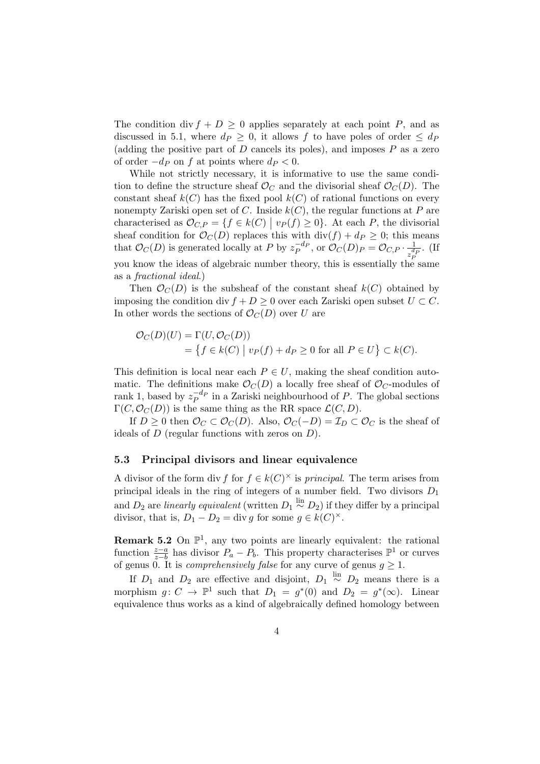The condition $\operatorname{div} f + D \geq 0$ applies separately at each point $P$, and as discussed in 5.1, where $d_P \geq 0$, it allows $f$ to have poles of order $\leq d_P$ (adding the positive part of $D$ cancels its poles), and imposes $P$ as a zero of order $-d_P$ on $f$ at points where $d_P < 0$.

While not strictly necessary, it is informative to use the same condition to define the structure sheaf $\mathcal{O}_C$ and the divisorial sheaf $\mathcal{O}_C(D)$. The constant sheaf $k(C)$ has the fixed pool $k(C)$ of rational functions on every nonempty Zariski open set of $C$. Inside $k(C)$, the regular functions at $P$ are characterised as $\mathcal{O}_{C,P} = \{f \in k(C) \mid v_P(f) \geq 0\}$. At each $P$, the divisorial sheaf condition for $\mathcal{O}_C(D)$ replaces this with $\operatorname{div}(f) + d_P \geq 0$; this means that $\mathcal{O}_C(D)$ is generated locally at $P$ by $z_P^{-d_P}$, or $\mathcal{O}_C(D)_P = \mathcal{O}_{C,P} \cdot \frac{1}{z_P^{d_P}}$. (If you know the ideas of algebraic number theory, this is essentially the same as a *fractional ideal*.)

Then $\mathcal{O}_C(D)$ is the subsheaf of the constant sheaf $k(C)$ obtained by imposing the condition $\operatorname{div} f + D \geq 0$ over each Zariski open subset $U \subset C$. In other words the sections of $\mathcal{O}_C(D)$ over $U$ are

$$
\begin{aligned}
\mathcal{O}_C(D)(U) &= \Gamma(U, \mathcal{O}_C(D)) \\
&= \left\{ f \in k(C) \mid v_P(f) + d_P \geq 0 \text{ for all } P \in U \right\} \subset k(C).
\end{aligned}
$$

This definition is local near each $P \in U$, making the sheaf condition automatic. The definitions make $\mathcal{O}_C(D)$ a locally free sheaf of $\mathcal{O}_C$-modules of rank 1, based by $z_P^{-d_P}$ in a Zariski neighbourhood of $P$. The global sections $\Gamma(C, \mathcal{O}_C(D))$ is the same thing as the RR space $\mathcal{L}(C, D)$.

If $D \geq 0$ then $\mathcal{O}_C \subset \mathcal{O}_C(D)$. Also, $\mathcal{O}_C(-D) = \mathcal{I}_D \subset \mathcal{O}_C$ is the sheaf of ideals of $D$ (regular functions with zeros on $D$).

### 5.3 Principal divisors and linear equivalence

A divisor of the form $\operatorname{div} f$ for $f \in k(C)^\times$ is *principal*. The term arises from principal ideals in the ring of integers of a number field. Two divisors $D_1$ and $D_2$ are *linearly equivalent* (written $D_1 \overset{\text{lin}}{\sim} D_2$) if they differ by a principal divisor, that is, $D_1 - D_2 = \operatorname{div} g$ for some $g \in k(C)^\times$.

**Remark 5.2** On $\mathbb{P}^1$, any two points are linearly equivalent: the rational function $\frac{z-a}{z-b}$ has divisor $P_a - P_b$. This property characterises $\mathbb{P}^1$ or curves of genus 0. It is *comprehensively false* for any curve of genus $g \geq 1$.

If $D_1$ and $D_2$ are effective and disjoint, $D_1 \overset{\text{lin}}{\sim} D_2$ means there is a morphism $g\colon C \to \mathbb{P}^1$ such that $D_1 = g^*(0)$ and $D_2 = g^*(\infty)$. Linear equivalence thus works as a kind of algebraically defined homology between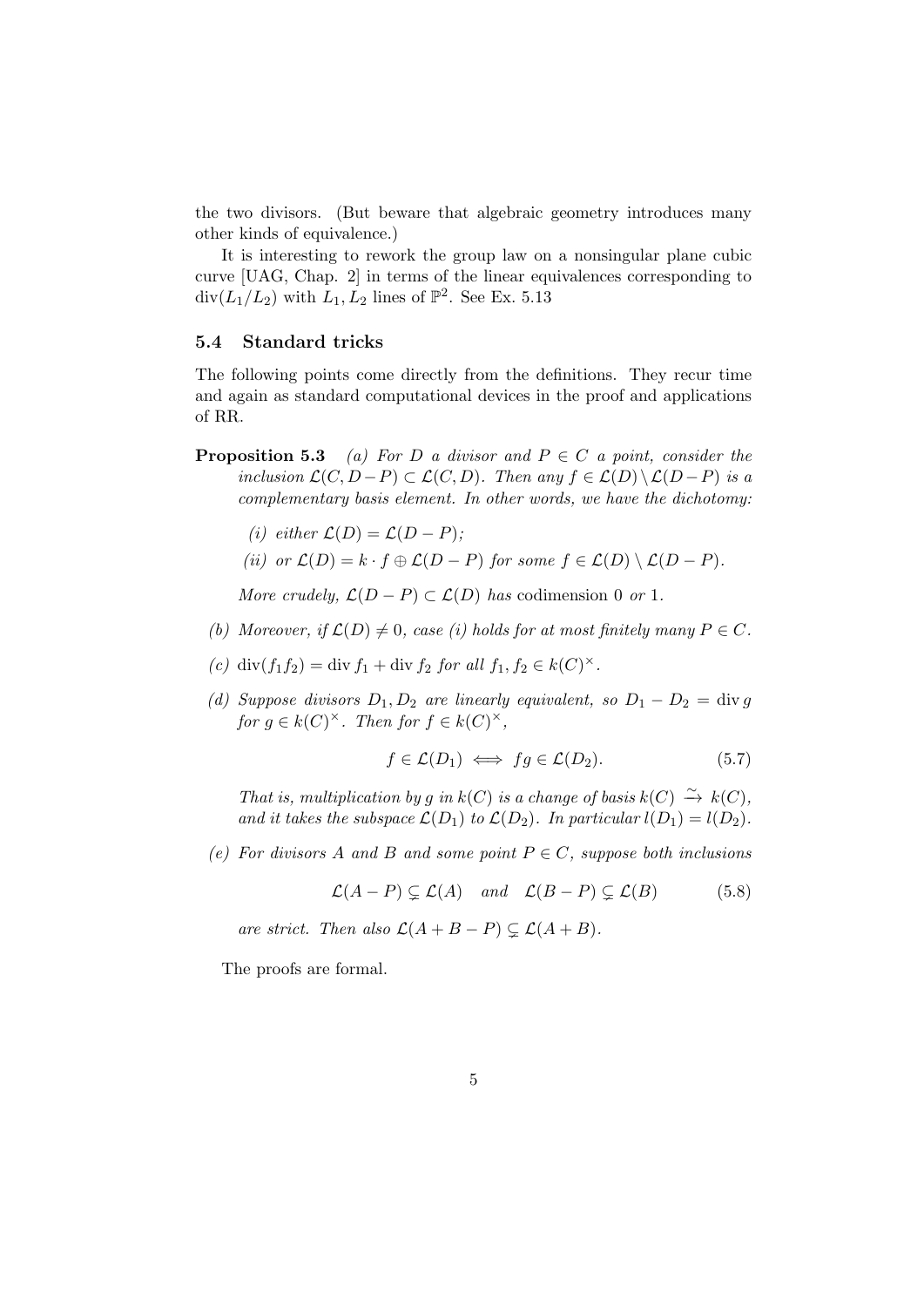the two divisors. (But beware that algebraic geometry introduces many other kinds of equivalence.)

It is interesting to rework the group law on a nonsingular plane cubic curve [UAG, Chap. 2] in terms of the linear equivalences corresponding to $\operatorname{div}(L_1/L_2)$ with $L_1, L_2$ lines of $\mathbb{P}^2$. See Ex. 5.13

### 5.4 Standard tricks

The following points come directly from the definitions. They recur time and again as standard computational devices in the proof and applications of RR.

**Proposition 5.3** *(a) For $D$ a divisor and $P \in C$ a point, consider the inclusion $\mathcal{L}(C, D-P) \subset \mathcal{L}(C, D)$. Then any $f \in \mathcal{L}(D) \setminus \mathcal{L}(D-P)$ is a complementary basis element. In other words, we have the dichotomy:*

*(i) either $\mathcal{L}(D) = \mathcal{L}(D-P)$;*

*(ii) or $\mathcal{L}(D) = k \cdot f \oplus \mathcal{L}(D-P)$ for some $f \in \mathcal{L}(D) \setminus \mathcal{L}(D-P)$.*

*More crudely, $\mathcal{L}(D-P) \subset \mathcal{L}(D)$ has* codimension 0 *or* 1.

*(b) Moreover, if $\mathcal{L}(D) \neq 0$, case (i) holds for at most finitely many $P \in C$.*

*(c) $\operatorname{div}(f_1 f_2) = \operatorname{div} f_1 + \operatorname{div} f_2$ for all $f_1, f_2 \in k(C)^\times$.*

*(d) Suppose divisors $D_1, D_2$ are linearly equivalent, so $D_1 - D_2 = \operatorname{div} g$ for $g \in k(C)^\times$. Then for $f \in k(C)^\times$,*

$$f \in \mathcal{L}(D_1) \iff fg \in \mathcal{L}(D_2). \tag{5.7}$$

*That is, multiplication by $g$ in $k(C)$ is a change of basis $k(C) \xrightarrow{\sim} k(C)$, and it takes the subspace $\mathcal{L}(D_1)$ to $\mathcal{L}(D_2)$. In particular $l(D_1) = l(D_2)$.*

*(e) For divisors $A$ and $B$ and some point $P \in C$, suppose both inclusions*

$$\mathcal{L}(A-P) \subsetneq \mathcal{L}(A) \quad \text{and} \quad \mathcal{L}(B-P) \subsetneq \mathcal{L}(B) \tag{5.8}$$

*are strict. Then also $\mathcal{L}(A+B-P) \subsetneq \mathcal{L}(A+B)$.*

The proofs are formal.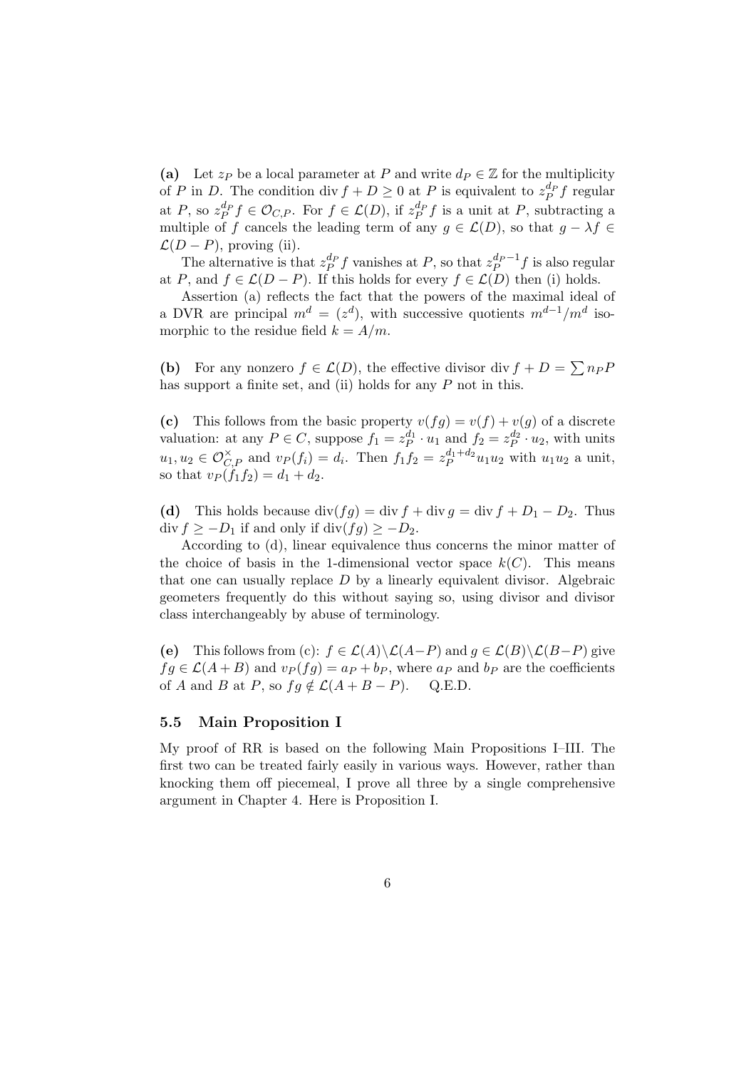**(a)** Let $z_P$ be a local parameter at $P$ and write $d_P \in \mathbb{Z}$ for the multiplicity of $P$ in $D$. The condition $\operatorname{div} f + D \geq 0$ at $P$ is equivalent to $z_P^{d_P} f$ regular at $P$, so $z_P^{d_P} f \in \mathcal{O}_{C,P}$. For $f \in \mathcal{L}(D)$, if $z_P^{d_P} f$ is a unit at $P$, subtracting a multiple of $f$ cancels the leading term of any $g \in \mathcal{L}(D)$, so that $g - \lambda f \in \mathcal{L}(D-P)$, proving (ii).

The alternative is that $z_P^{d_P} f$ vanishes at $P$, so that $z_P^{d_P - 1} f$ is also regular at $P$, and $f \in \mathcal{L}(D-P)$. If this holds for every $f \in \mathcal{L}(D)$ then (i) holds.

Assertion (a) reflects the fact that the powers of the maximal ideal of a DVR are principal $m^d = (z^d)$, with successive quotients $m^{d-1}/m^d$ isomorphic to the residue field $k = A/m$.

**(b)** For any nonzero $f \in \mathcal{L}(D)$, the effective divisor $\operatorname{div} f + D = \sum n_P P$ has support a finite set, and (ii) holds for any $P$ not in this.

**(c)** This follows from the basic property $v(fg) = v(f) + v(g)$ of a discrete valuation: at any $P \in C$, suppose $f_1 = z_P^{d_1} \cdot u_1$ and $f_2 = z_P^{d_2} \cdot u_2$, with units $u_1, u_2 \in \mathcal{O}_{C,P}^\times$ and $v_P(f_i) = d_i$. Then $f_1 f_2 = z_P^{d_1+d_2} u_1 u_2$ with $u_1 u_2$ a unit, so that $v_P(f_1 f_2) = d_1 + d_2$.

**(d)** This holds because $\operatorname{div}(fg) = \operatorname{div} f + \operatorname{div} g = \operatorname{div} f + D_1 - D_2$. Thus $\operatorname{div} f \geq -D_1$ if and only if $\operatorname{div}(fg) \geq -D_2$.

According to (d), linear equivalence thus concerns the minor matter of the choice of basis in the 1-dimensional vector space $k(C)$. This means that one can usually replace $D$ by a linearly equivalent divisor. Algebraic geometers frequently do this without saying so, using divisor and divisor class interchangeably by abuse of terminology.

**(e)** This follows from (c): $f \in \mathcal{L}(A) \setminus \mathcal{L}(A-P)$ and $g \in \mathcal{L}(B) \setminus \mathcal{L}(B-P)$ give $fg \in \mathcal{L}(A+B)$ and $v_P(fg) = a_P + b_P$, where $a_P$ and $b_P$ are the coefficients of $A$ and $B$ at $P$, so $fg \notin \mathcal{L}(A+B-P)$. Q.E.D.

### 5.5 Main Proposition I

My proof of RR is based on the following Main Propositions I–III. The first two can be treated fairly easily in various ways. However, rather than knocking them off piecemeal, I prove all three by a single comprehensive argument in Chapter 4. Here is Proposition I.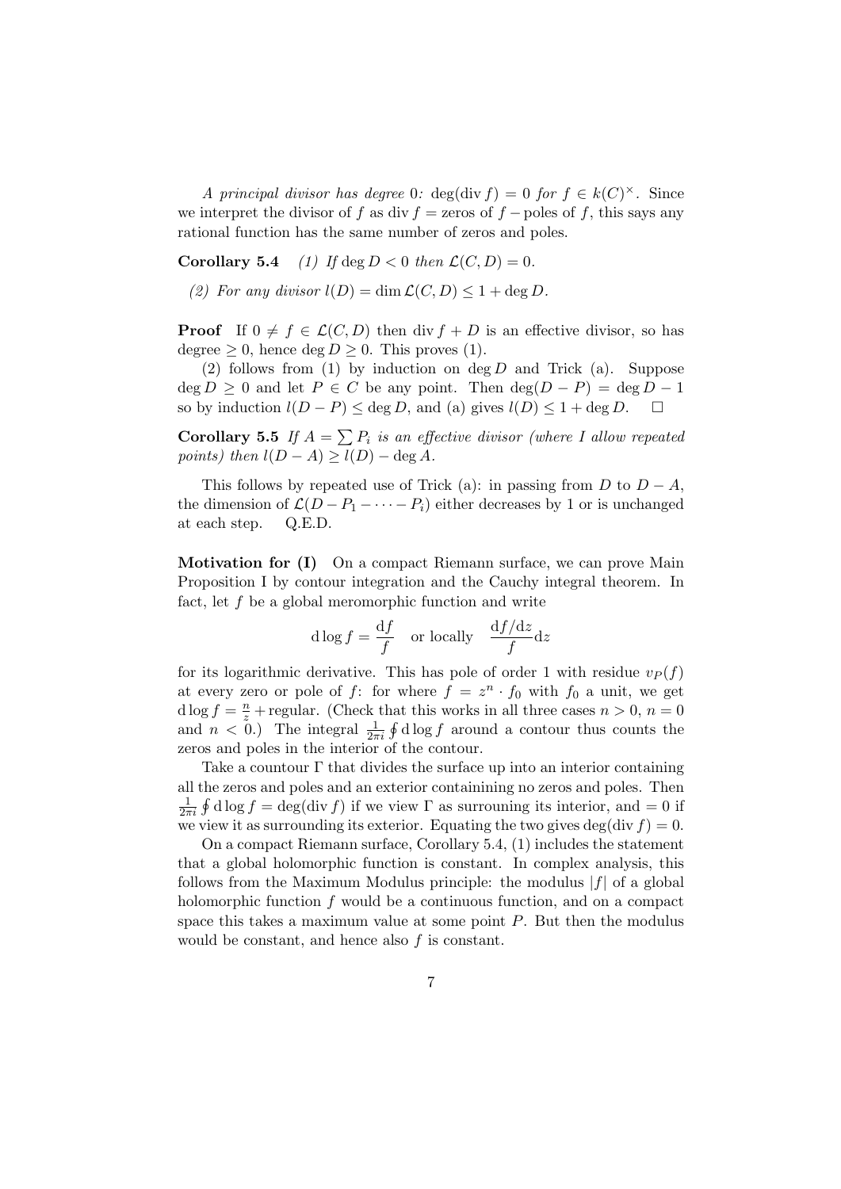*A principal divisor has degree* 0*:* $\deg(\operatorname{div} f) = 0$ *for* $f \in k(C)^\times$. Since we interpret the divisor of $f$ as $\operatorname{div} f = \text{zeros of } f - \text{poles of } f$, this says any rational function has the same number of zeros and poles.

**Corollary 5.4** *(1) If* $\deg D < 0$ *then* $\mathcal{L}(C, D) = 0$.

*(2) For any divisor* $l(D) = \dim \mathcal{L}(C, D) \leq 1 + \deg D$.

**Proof** If $0 \neq f \in \mathcal{L}(C, D)$ then $\operatorname{div} f + D$ is an effective divisor, so has degree $\geq 0$, hence $\deg D \geq 0$. This proves (1).

(2) follows from (1) by induction on $\deg D$ and Trick (a). Suppose $\deg D \geq 0$ and let $P \in C$ be any point. Then $\deg(D - P) = \deg D - 1$ so by induction $l(D - P) \leq \deg D$, and (a) gives $l(D) \leq 1 + \deg D$. □

**Corollary 5.5** *If* $A = \sum P_i$ *is an effective divisor (where I allow repeated points) then* $l(D - A) \geq l(D) - \deg A$.

This follows by repeated use of Trick (a): in passing from $D$ to $D - A$, the dimension of $\mathcal{L}(D - P_1 - \cdots - P_i)$ either decreases by 1 or is unchanged at each step. Q.E.D.

**Motivation for (I)** On a compact Riemann surface, we can prove Main Proposition I by contour integration and the Cauchy integral theorem. In fact, let $f$ be a global meromorphic function and write

$$\mathrm{d}\log f = \frac{\mathrm{d}f}{f} \quad \text{or locally} \quad \frac{\mathrm{d}f/\mathrm{d}z}{f}\mathrm{d}z$$

for its logarithmic derivative. This has pole of order 1 with residue $v_P(f)$ at every zero or pole of $f$: for where $f = z^n \cdot f_0$ with $f_0$ a unit, we get $\mathrm{d}\log f = \frac{n}{z} + \text{regular}$. (Check that this works in all three cases $n > 0$, $n = 0$ and $n < 0$.) The integral $\frac{1}{2\pi i}\oint \mathrm{d}\log f$ around a contour thus counts the zeros and poles in the interior of the contour.

Take a countour $\Gamma$ that divides the surface up into an interior containing all the zeros and poles and an exterior containining no zeros and poles. Then $\frac{1}{2\pi i}\oint \mathrm{d}\log f = \deg(\operatorname{div} f)$ if we view $\Gamma$ as surrouning its interior, and $= 0$ if we view it as surrounding its exterior. Equating the two gives $\deg(\operatorname{div} f) = 0$.

On a compact Riemann surface, Corollary 5.4, (1) includes the statement that a global holomorphic function is constant. In complex analysis, this follows from the Maximum Modulus principle: the modulus $|f|$ of a global holomorphic function $f$ would be a continuous function, and on a compact space this takes a maximum value at some point $P$. But then the modulus would be constant, and hence also $f$ is constant.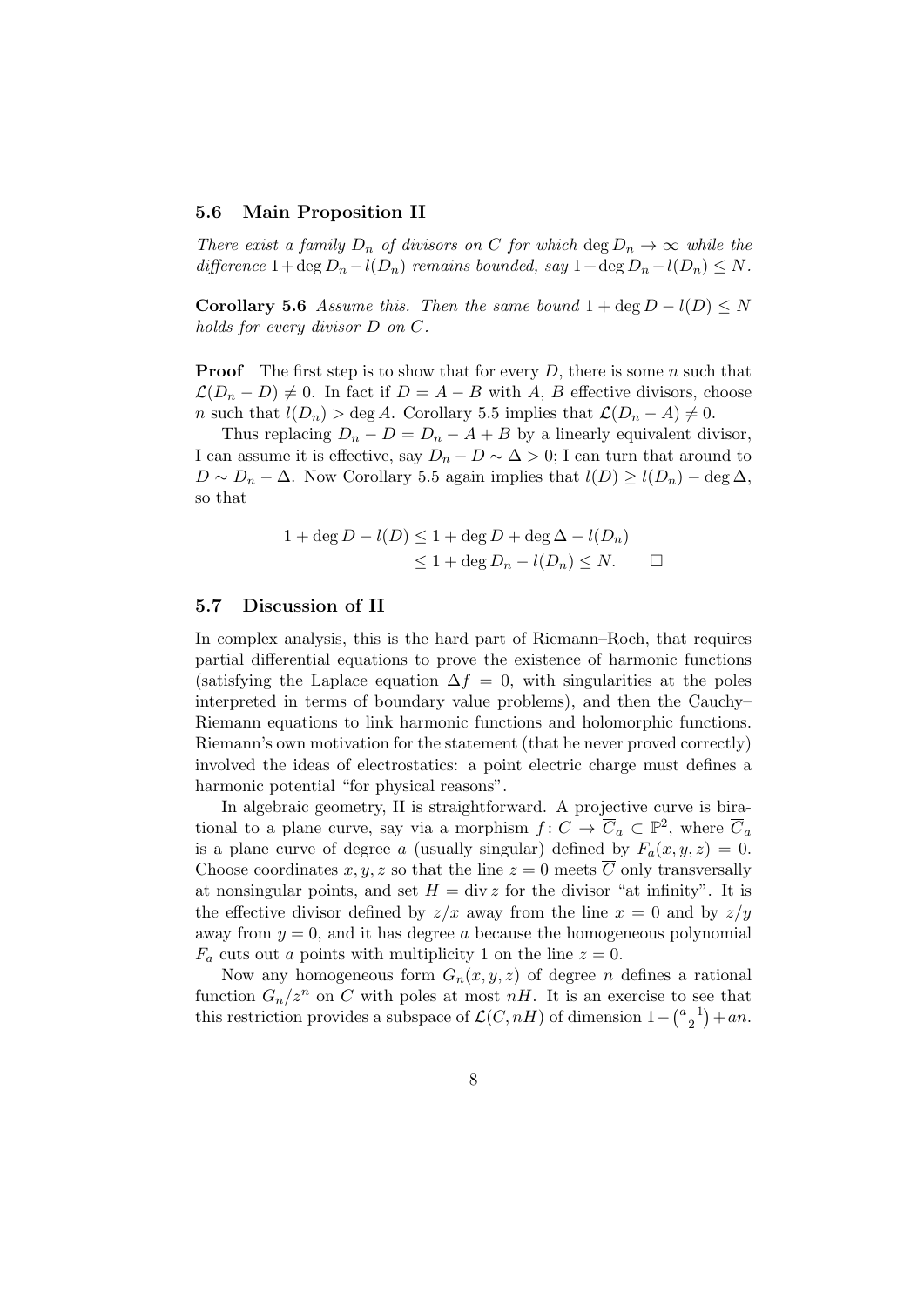### 5.6 Main Proposition II

*There exist a family $D_n$ of divisors on $C$ for which $\deg D_n \to \infty$ while the difference $1+\deg D_n - l(D_n)$ remains bounded, say $1+\deg D_n - l(D_n) \le N$.*

**Corollary 5.6** *Assume this. Then the same bound $1 + \deg D - l(D) \le N$ holds for every divisor $D$ on $C$.*

**Proof** The first step is to show that for every $D$, there is some $n$ such that $\mathcal{L}(D_n - D) \neq 0$. In fact if $D = A - B$ with $A$, $B$ effective divisors, choose $n$ such that $l(D_n) > \deg A$. Corollary 5.5 implies that $\mathcal{L}(D_n - A) \neq 0$.

Thus replacing $D_n - D = D_n - A + B$ by a linearly equivalent divisor, I can assume it is effective, say $D_n - D \sim \Delta > 0$; I can turn that around to $D \sim D_n - \Delta$. Now Corollary 5.5 again implies that $l(D) \ge l(D_n) - \deg \Delta$, so that

$$\begin{aligned} 1 + \deg D - l(D) &\le 1 + \deg D + \deg \Delta - l(D_n) \\ &\le 1 + \deg D_n - l(D_n) \le N. \qquad \square \end{aligned}$$

### 5.7 Discussion of II

In complex analysis, this is the hard part of Riemann–Roch, that requires partial differential equations to prove the existence of harmonic functions (satisfying the Laplace equation $\Delta f = 0$, with singularities at the poles interpreted in terms of boundary value problems), and then the Cauchy–Riemann equations to link harmonic functions and holomorphic functions. Riemann's own motivation for the statement (that he never proved correctly) involved the ideas of electrostatics: a point electric charge must defines a harmonic potential "for physical reasons".

In algebraic geometry, II is straightforward. A projective curve is birational to a plane curve, say via a morphism $f\colon C \to \overline{C}_a \subset \mathbb{P}^2$, where $\overline{C}_a$ is a plane curve of degree $a$ (usually singular) defined by $F_a(x, y, z) = 0$. Choose coordinates $x, y, z$ so that the line $z = 0$ meets $\overline{C}$ only transversally at nonsingular points, and set $H = \operatorname{div} z$ for the divisor "at infinity". It is the effective divisor defined by $z/x$ away from the line $x = 0$ and by $z/y$ away from $y = 0$, and it has degree $a$ because the homogeneous polynomial $F_a$ cuts out $a$ points with multiplicity 1 on the line $z = 0$.

Now any homogeneous form $G_n(x, y, z)$ of degree $n$ defines a rational function $G_n/z^n$ on $C$ with poles at most $nH$. It is an exercise to see that this restriction provides a subspace of $\mathcal{L}(C, nH)$ of dimension $1 - \binom{a-1}{2} + an$.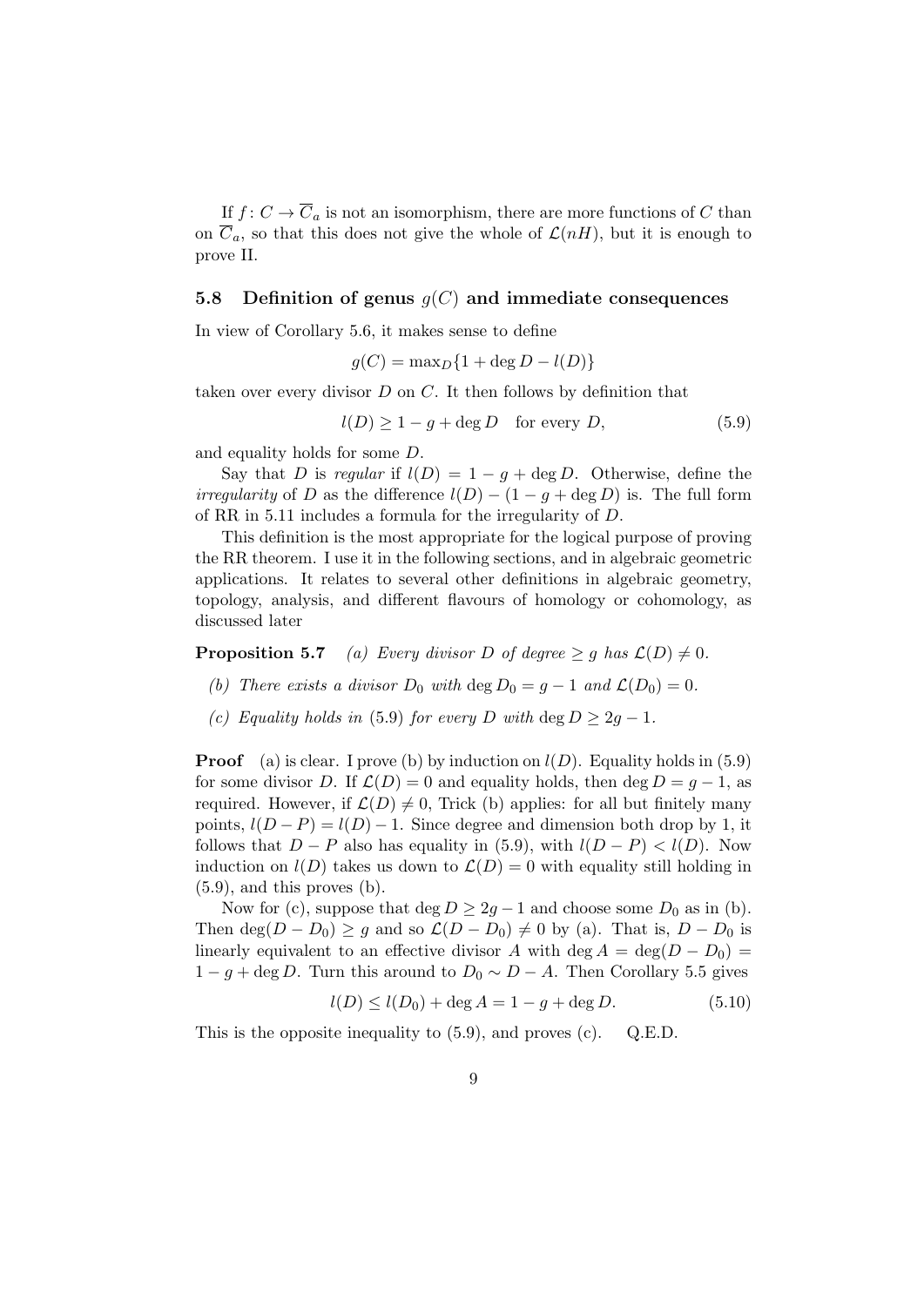If $f\colon C \to \overline{C}_a$ is not an isomorphism, there are more functions of $C$ than on $\overline{C}_a$, so that this does not give the whole of $\mathcal{L}(nH)$, but it is enough to prove II.

### 5.8 Definition of genus $g(C)$ and immediate consequences

In view of Corollary 5.6, it makes sense to define

$$g(C) = \max_D\{1 + \deg D - l(D)\}$$

taken over every divisor $D$ on $C$. It then follows by definition that

$$l(D) \geq 1 - g + \deg D \quad \text{for every } D, \tag{5.9}$$

and equality holds for some $D$.

Say that $D$ is *regular* if $l(D) = 1 - g + \deg D$. Otherwise, define the *irregularity* of $D$ as the difference $l(D) - (1 - g + \deg D)$ is. The full form of RR in 5.11 includes a formula for the irregularity of $D$.

This definition is the most appropriate for the logical purpose of proving the RR theorem. I use it in the following sections, and in algebraic geometric applications. It relates to several other definitions in algebraic geometry, topology, analysis, and different flavours of homology or cohomology, as discussed later

**Proposition 5.7** *(a) Every divisor $D$ of degree $\geq g$ has $\mathcal{L}(D) \neq 0$.*

*(b) There exists a divisor $D_0$ with $\deg D_0 = g - 1$ and $\mathcal{L}(D_0) = 0$.*

*(c) Equality holds in (5.9) for every $D$ with $\deg D \geq 2g - 1$.*

**Proof** (a) is clear. I prove (b) by induction on $l(D)$. Equality holds in (5.9) for some divisor $D$. If $\mathcal{L}(D) = 0$ and equality holds, then $\deg D = g - 1$, as required. However, if $\mathcal{L}(D) \neq 0$, Trick (b) applies: for all but finitely many points, $l(D - P) = l(D) - 1$. Since degree and dimension both drop by 1, it follows that $D - P$ also has equality in (5.9), with $l(D - P) < l(D)$. Now induction on $l(D)$ takes us down to $\mathcal{L}(D) = 0$ with equality still holding in (5.9), and this proves (b).

Now for (c), suppose that $\deg D \geq 2g - 1$ and choose some $D_0$ as in (b). Then $\deg(D - D_0) \geq g$ and so $\mathcal{L}(D - D_0) \neq 0$ by (a). That is, $D - D_0$ is linearly equivalent to an effective divisor $A$ with $\deg A = \deg(D - D_0) = 1 - g + \deg D$. Turn this around to $D_0 \sim D - A$. Then Corollary 5.5 gives

$$l(D) \leq l(D_0) + \deg A = 1 - g + \deg D. \tag{5.10}$$

This is the opposite inequality to (5.9), and proves (c). Q.E.D.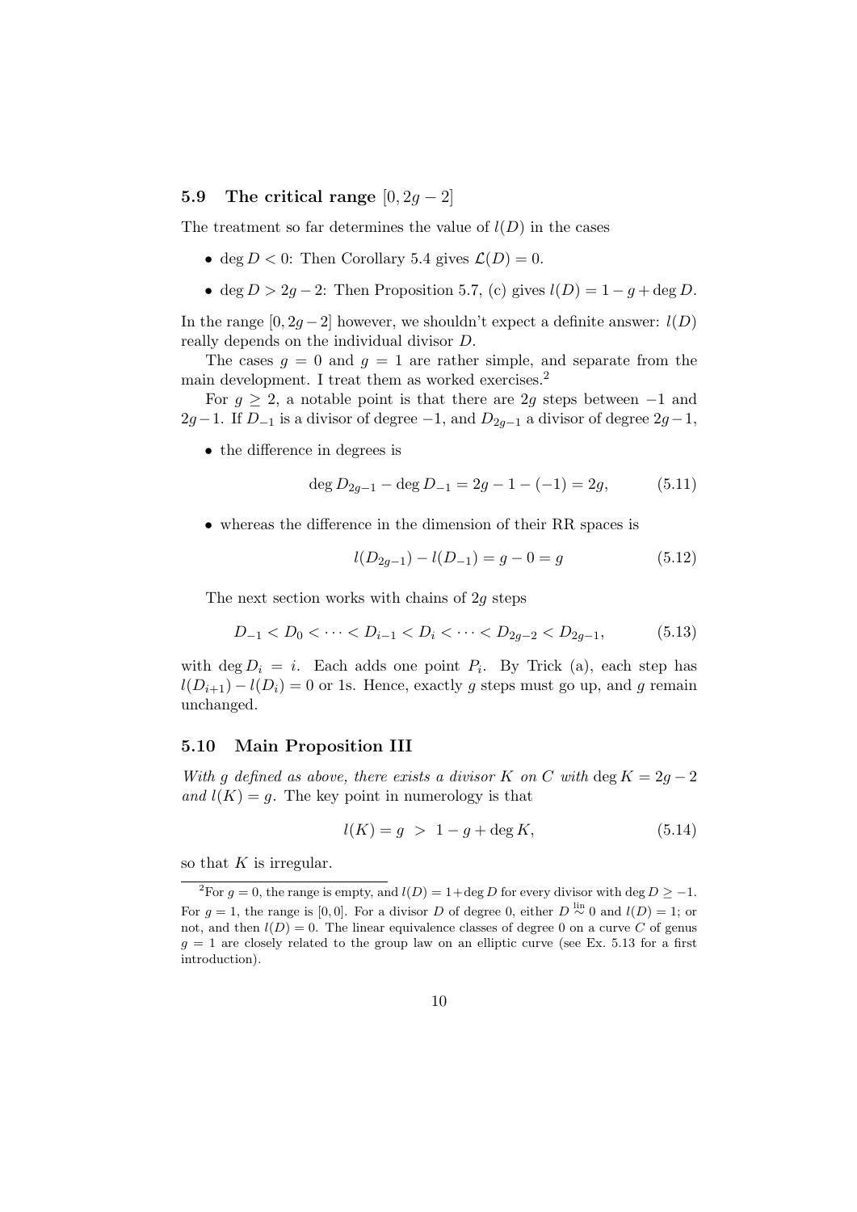### 5.9 The critical range $[0, 2g-2]$

The treatment so far determines the value of $l(D)$ in the cases

- $\deg D < 0$: Then Corollary 5.4 gives $\mathcal{L}(D) = 0$.
- $\deg D > 2g-2$: Then Proposition 5.7, (c) gives $l(D) = 1 - g + \deg D$.

In the range $[0, 2g-2]$ however, we shouldn't expect a definite answer: $l(D)$ really depends on the individual divisor $D$.

The cases $g = 0$ and $g = 1$ are rather simple, and separate from the main development. I treat them as worked exercises.[2]

For $g \geq 2$, a notable point is that there are $2g$ steps between $-1$ and $2g-1$. If $D_{-1}$ is a divisor of degree $-1$, and $D_{2g-1}$ a divisor of degree $2g-1$,

- the difference in degrees is

$$\deg D_{2g-1} - \deg D_{-1} = 2g - 1 - (-1) = 2g, \tag{5.11}$$

- whereas the difference in the dimension of their RR spaces is

$$l(D_{2g-1}) - l(D_{-1}) = g - 0 = g \tag{5.12}$$

The next section works with chains of $2g$ steps

$$D_{-1} < D_0 < \cdots < D_{i-1} < D_i < \cdots < D_{2g-2} < D_{2g-1}, \tag{5.13}$$

with $\deg D_i = i$. Each adds one point $P_i$. By Trick (a), each step has $l(D_{i+1}) - l(D_i) = 0$ or 1s. Hence, exactly $g$ steps must go up, and $g$ remain unchanged.

### 5.10 Main Proposition III

*With $g$ defined as above, there exists a divisor $K$ on $C$ with $\deg K = 2g-2$ and $l(K) = g$.* The key point in numerology is that

$$l(K) = g \;>\; 1 - g + \deg K, \tag{5.14}$$

so that $K$ is irregular.

---

[2] For $g = 0$, the range is empty, and $l(D) = 1 + \deg D$ for every divisor with $\deg D \geq -1$. For $g = 1$, the range is $[0, 0]$. For a divisor $D$ of degree 0, either $D \overset{\text{lin}}{\sim} 0$ and $l(D) = 1$; or not, and then $l(D) = 0$. The linear equivalence classes of degree 0 on a curve $C$ of genus $g = 1$ are closely related to the group law on an elliptic curve (see Ex. 5.13 for a first introduction).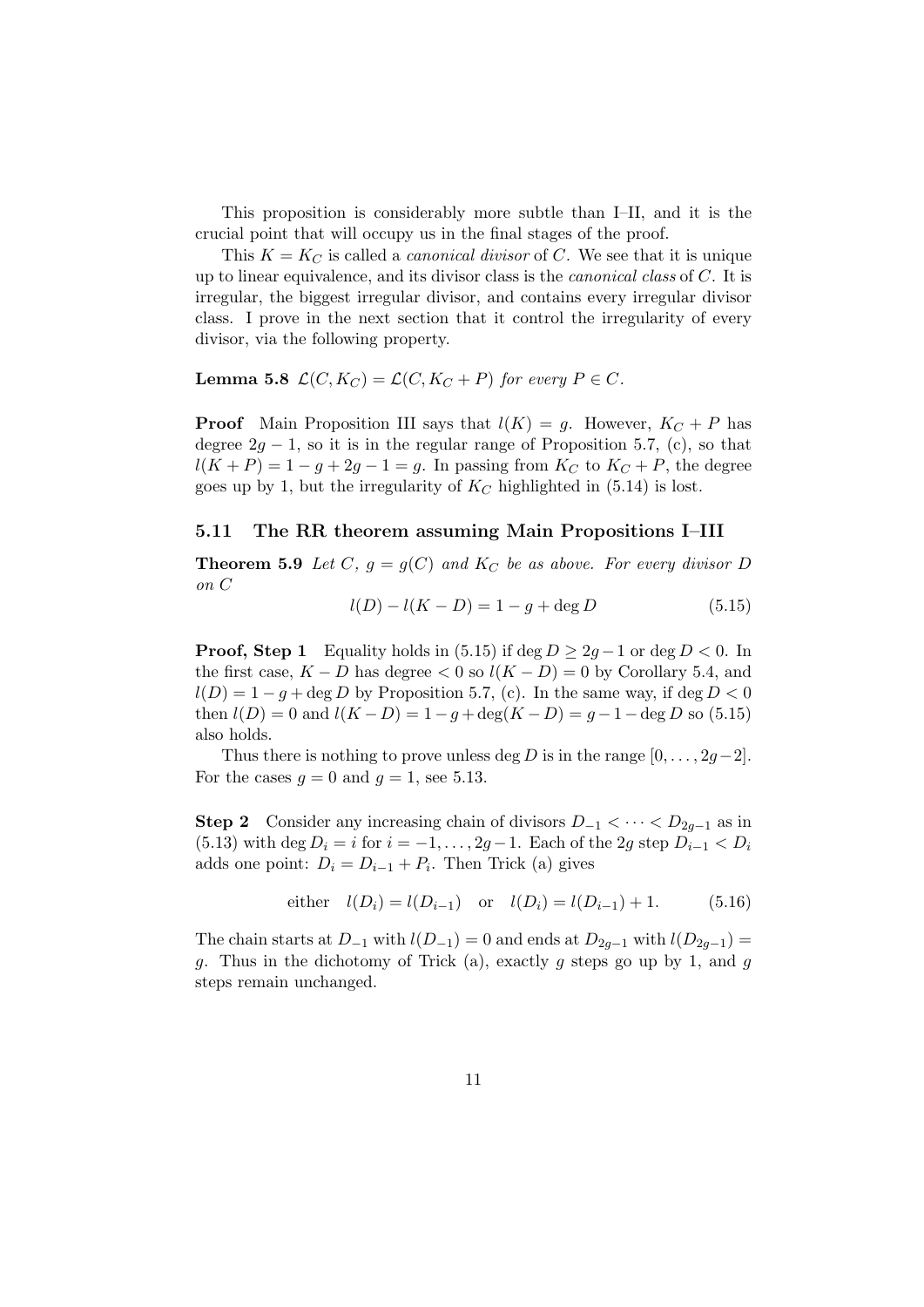This proposition is considerably more subtle than I–II, and it is the crucial point that will occupy us in the final stages of the proof.

This $K = K_C$ is called a *canonical divisor* of $C$. We see that it is unique up to linear equivalence, and its divisor class is the *canonical class* of $C$. It is irregular, the biggest irregular divisor, and contains every irregular divisor class. I prove in the next section that it control the irregularity of every divisor, via the following property.

**Lemma 5.8** *$\mathcal{L}(C, K_C) = \mathcal{L}(C, K_C + P)$ for every $P \in C$.*

**Proof** Main Proposition III says that $l(K) = g$. However, $K_C + P$ has degree $2g - 1$, so it is in the regular range of Proposition 5.7, (c), so that $l(K + P) = 1 - g + 2g - 1 = g$. In passing from $K_C$ to $K_C + P$, the degree goes up by 1, but the irregularity of $K_C$ highlighted in (5.14) is lost.

### 5.11 The RR theorem assuming Main Propositions I–III

**Theorem 5.9** *Let $C$, $g = g(C)$ and $K_C$ be as above. For every divisor $D$ on $C$*

$$l(D) - l(K - D) = 1 - g + \deg D \tag{5.15}$$

**Proof, Step 1** Equality holds in (5.15) if $\deg D \geq 2g - 1$ or $\deg D < 0$. In the first case, $K - D$ has degree $< 0$ so $l(K - D) = 0$ by Corollary 5.4, and $l(D) = 1 - g + \deg D$ by Proposition 5.7, (c). In the same way, if $\deg D < 0$ then $l(D) = 0$ and $l(K - D) = 1 - g + \deg(K - D) = g - 1 - \deg D$ so (5.15) also holds.

Thus there is nothing to prove unless $\deg D$ is in the range $[0, \dots, 2g - 2]$. For the cases $g = 0$ and $g = 1$, see 5.13.

**Step 2** Consider any increasing chain of divisors $D_{-1} < \cdots < D_{2g-1}$ as in (5.13) with $\deg D_i = i$ for $i = -1, \dots, 2g - 1$. Each of the $2g$ step $D_{i-1} < D_i$ adds one point: $D_i = D_{i-1} + P_i$. Then Trick (a) gives

$$\text{either} \quad l(D_i) = l(D_{i-1}) \quad \text{or} \quad l(D_i) = l(D_{i-1}) + 1. \tag{5.16}$$

The chain starts at $D_{-1}$ with $l(D_{-1}) = 0$ and ends at $D_{2g-1}$ with $l(D_{2g-1}) = g$. Thus in the dichotomy of Trick (a), exactly $g$ steps go up by 1, and $g$ steps remain unchanged.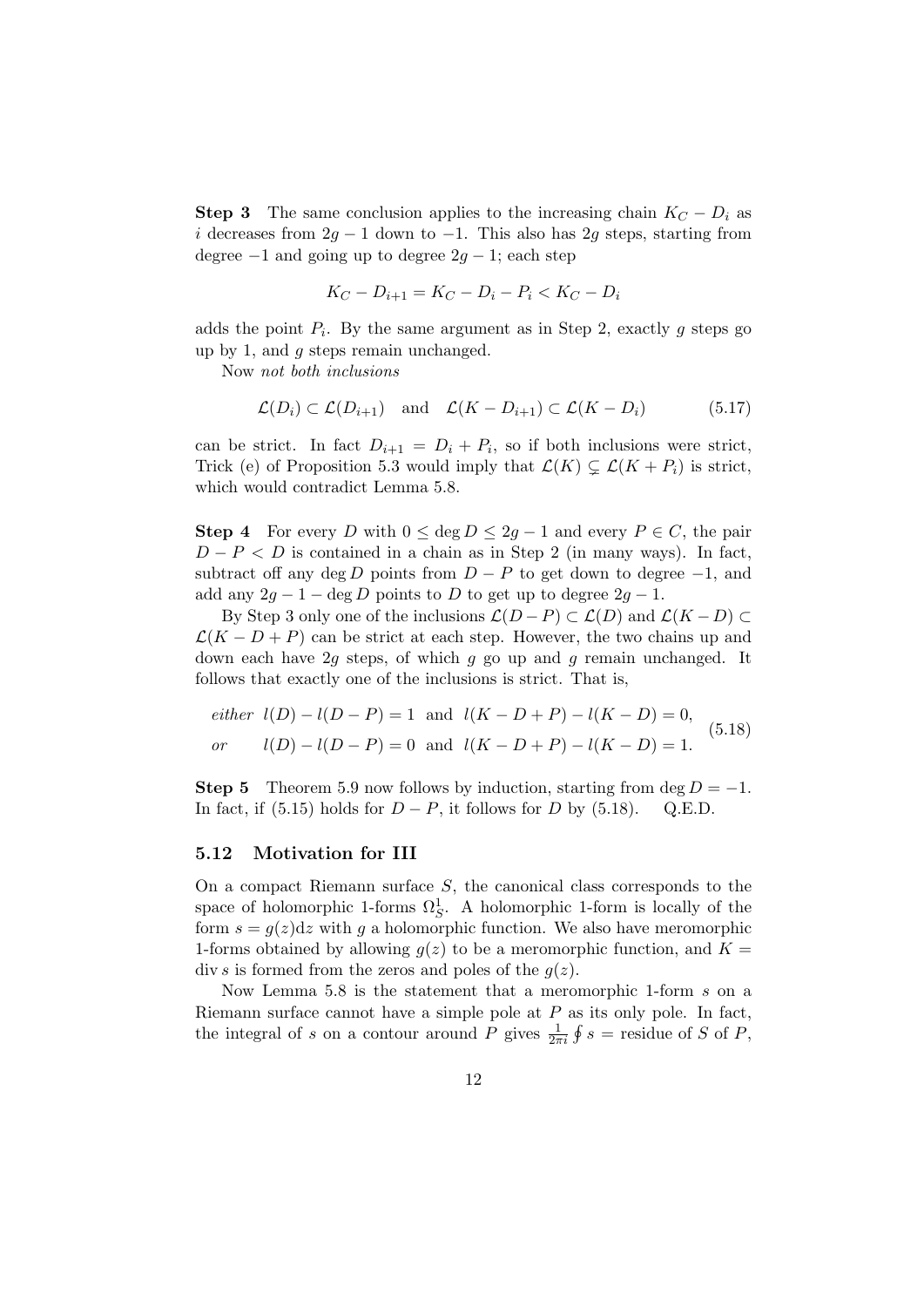**Step 3** The same conclusion applies to the increasing chain $K_C - D_i$ as $i$ decreases from $2g-1$ down to $-1$. This also has $2g$ steps, starting from degree $-1$ and going up to degree $2g-1$; each step

$$K_C - D_{i+1} = K_C - D_i - P_i < K_C - D_i$$

adds the point $P_i$. By the same argument as in Step 2, exactly $g$ steps go up by 1, and $g$ steps remain unchanged.

Now *not both inclusions*

$$\mathcal{L}(D_i) \subset \mathcal{L}(D_{i+1}) \quad \text{and} \quad \mathcal{L}(K - D_{i+1}) \subset \mathcal{L}(K - D_i) \tag{5.17}$$

can be strict. In fact $D_{i+1} = D_i + P_i$, so if both inclusions were strict, Trick (e) of Proposition 5.3 would imply that $\mathcal{L}(K) \subsetneq \mathcal{L}(K + P_i)$ is strict, which would contradict Lemma 5.8.

**Step 4** For every $D$ with $0 \leq \deg D \leq 2g-1$ and every $P \in C$, the pair $D - P < D$ is contained in a chain as in Step 2 (in many ways). In fact, subtract off any $\deg D$ points from $D - P$ to get down to degree $-1$, and add any $2g - 1 - \deg D$ points to $D$ to get up to degree $2g-1$.

By Step 3 only one of the inclusions $\mathcal{L}(D-P) \subset \mathcal{L}(D)$ and $\mathcal{L}(K-D) \subset \mathcal{L}(K-D+P)$ can be strict at each step. However, the two chains up and down each have $2g$ steps, of which $g$ go up and $g$ remain unchanged. It follows that exactly one of the inclusions is strict. That is,

$$\begin{aligned} &\textit{either} \;\; l(D) - l(D-P) = 1 \;\text{ and }\; l(K-D+P) - l(K-D) = 0, \\ &\textit{or} \qquad l(D) - l(D-P) = 0 \;\text{ and }\; l(K-D+P) - l(K-D) = 1. \end{aligned} \tag{5.18}$$

**Step 5** Theorem 5.9 now follows by induction, starting from $\deg D = -1$. In fact, if (5.15) holds for $D - P$, it follows for $D$ by (5.18). Q.E.D.

### 5.12 Motivation for III

On a compact Riemann surface $S$, the canonical class corresponds to the space of holomorphic 1-forms $\Omega^1_S$. A holomorphic 1-form is locally of the form $s = g(z)\mathrm{d}z$ with $g$ a holomorphic function. We also have meromorphic 1-forms obtained by allowing $g(z)$ to be a meromorphic function, and $K = \operatorname{div} s$ is formed from the zeros and poles of the $g(z)$.

Now Lemma 5.8 is the statement that a meromorphic 1-form $s$ on a Riemann surface cannot have a simple pole at $P$ as its only pole. In fact, the integral of $s$ on a contour around $P$ gives $\frac{1}{2\pi i}\oint s =$ residue of $S$ of $P$,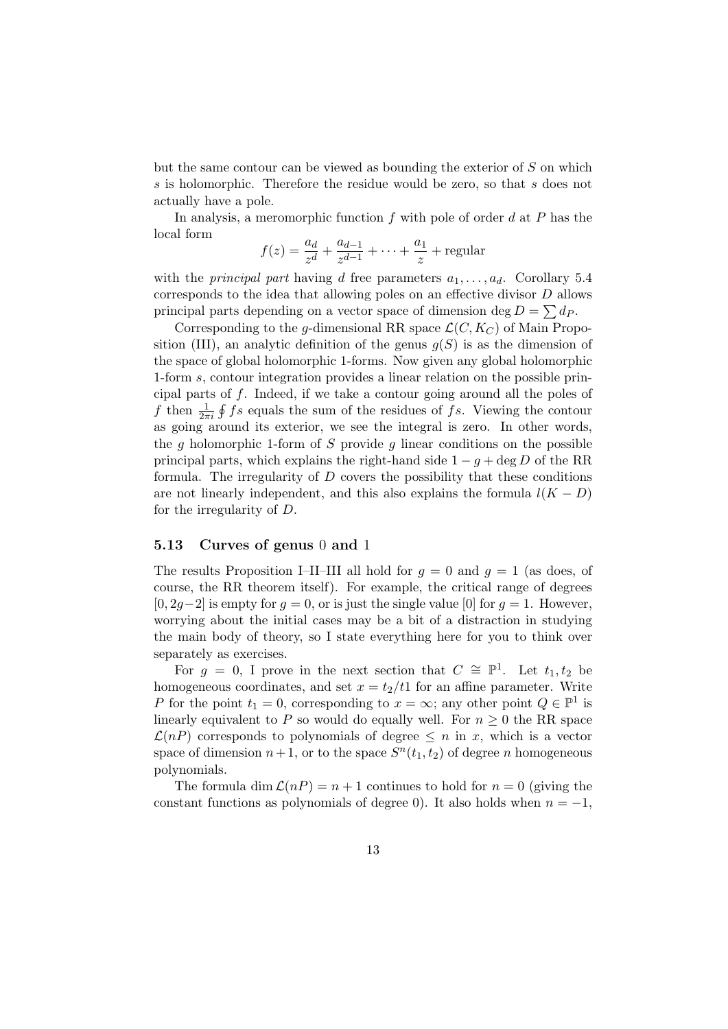but the same contour can be viewed as bounding the exterior of $S$ on which $s$ is holomorphic. Therefore the residue would be zero, so that $s$ does not actually have a pole.

In analysis, a meromorphic function $f$ with pole of order $d$ at $P$ has the local form

$$f(z) = \frac{a_d}{z^d} + \frac{a_{d-1}}{z^{d-1}} + \cdots + \frac{a_1}{z} + \text{regular}$$

with the *principal part* having $d$ free parameters $a_1, \ldots, a_d$. Corollary 5.4 corresponds to the idea that allowing poles on an effective divisor $D$ allows principal parts depending on a vector space of dimension $\deg D = \sum d_P$.

Corresponding to the $g$-dimensional RR space $\mathcal{L}(C, K_C)$ of Main Proposition (III), an analytic definition of the genus $g(S)$ is as the dimension of the space of global holomorphic 1-forms. Now given any global holomorphic 1-form $s$, contour integration provides a linear relation on the possible principal parts of $f$. Indeed, if we take a contour going around all the poles of $f$ then $\frac{1}{2\pi i} \oint fs$ equals the sum of the residues of $fs$. Viewing the contour as going around its exterior, we see the integral is zero. In other words, the $g$ holomorphic 1-form of $S$ provide $g$ linear conditions on the possible principal parts, which explains the right-hand side $1 - g + \deg D$ of the RR formula. The irregularity of $D$ covers the possibility that these conditions are not linearly independent, and this also explains the formula $l(K - D)$ for the irregularity of $D$.

### 5.13 Curves of genus 0 and 1

The results Proposition I–II–III all hold for $g = 0$ and $g = 1$ (as does, of course, the RR theorem itself). For example, the critical range of degrees $[0, 2g-2]$ is empty for $g = 0$, or is just the single value $[0]$ for $g = 1$. However, worrying about the initial cases may be a bit of a distraction in studying the main body of theory, so I state everything here for you to think over separately as exercises.

For $g = 0$, I prove in the next section that $C \cong \mathbb{P}^1$. Let $t_1, t_2$ be homogeneous coordinates, and set $x = t_2/t1$ for an affine parameter. Write $P$ for the point $t_1 = 0$, corresponding to $x = \infty$; any other point $Q \in \mathbb{P}^1$ is linearly equivalent to $P$ so would do equally well. For $n \geq 0$ the RR space $\mathcal{L}(nP)$ corresponds to polynomials of degree $\leq n$ in $x$, which is a vector space of dimension $n+1$, or to the space $S^n(t_1, t_2)$ of degree $n$ homogeneous polynomials.

The formula $\dim \mathcal{L}(nP) = n + 1$ continues to hold for $n = 0$ (giving the constant functions as polynomials of degree 0). It also holds when $n = -1$,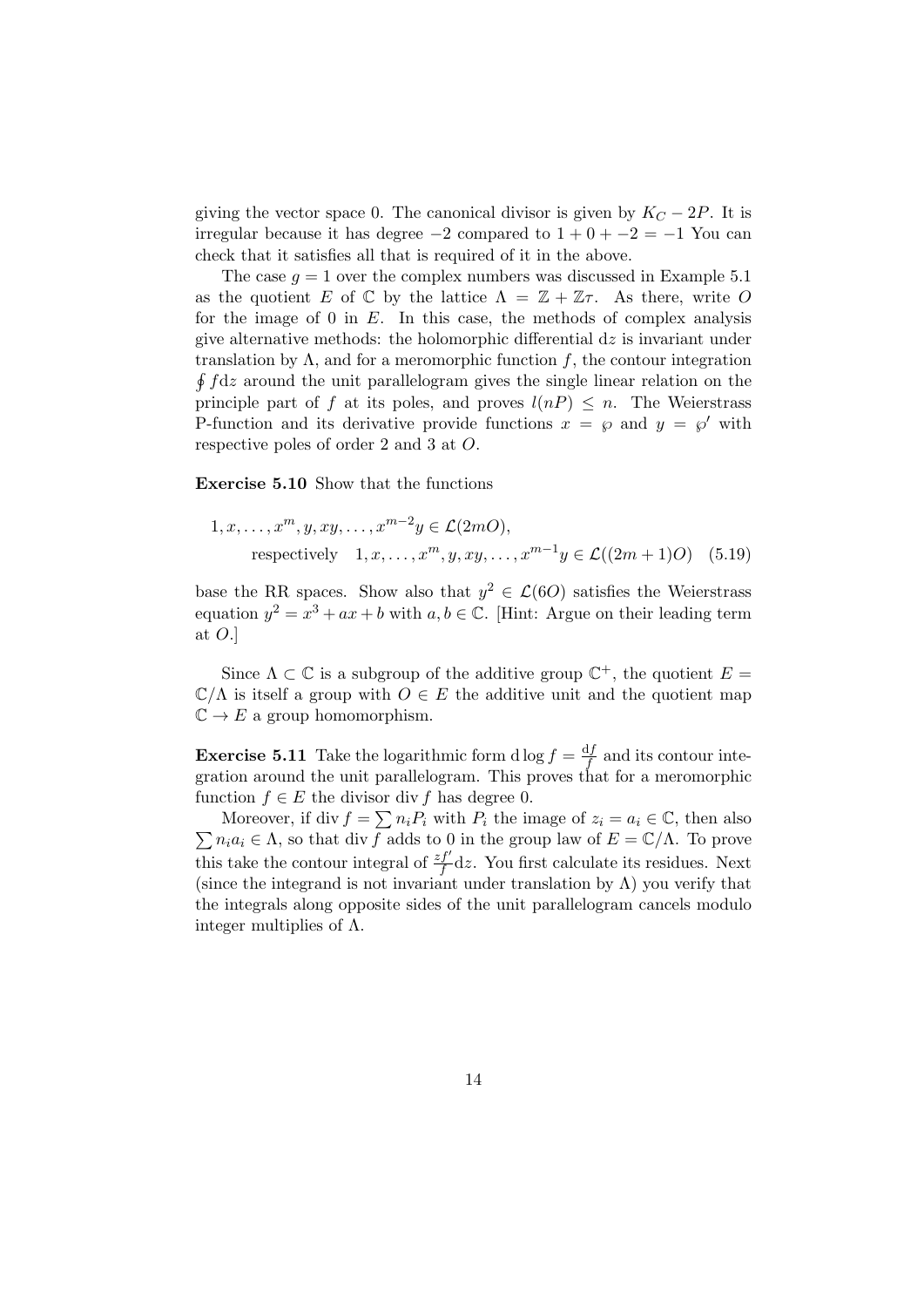giving the vector space 0. The canonical divisor is given by $K_C - 2P$. It is irregular because it has degree $-2$ compared to $1 + 0 + -2 = -1$ You can check that it satisfies all that is required of it in the above.

The case $g = 1$ over the complex numbers was discussed in Example 5.1 as the quotient $E$ of $\mathbb{C}$ by the lattice $\Lambda = \mathbb{Z} + \mathbb{Z}\tau$. As there, write $O$ for the image of 0 in $E$. In this case, the methods of complex analysis give alternative methods: the holomorphic differential $\mathrm{d}z$ is invariant under translation by $\Lambda$, and for a meromorphic function $f$, the contour integration $\oint f\mathrm{d}z$ around the unit parallelogram gives the single linear relation on the principle part of $f$ at its poles, and proves $l(nP) \leq n$. The Weierstrass P-function and its derivative provide functions $x = \wp$ and $y = \wp'$ with respective poles of order 2 and 3 at $O$.

**Exercise 5.10** Show that the functions

$$
\begin{aligned}
&1, x, \dots, x^m, y, xy, \dots, x^{m-2}y \in \mathcal{L}(2mO), \\
&\qquad \text{respectively} \quad 1, x, \dots, x^m, y, xy, \dots, x^{m-1}y \in \mathcal{L}((2m+1)O) \quad (5.19)
\end{aligned}
$$

base the RR spaces. Show also that $y^2 \in \mathcal{L}(6O)$ satisfies the Weierstrass equation $y^2 = x^3 + ax + b$ with $a, b \in \mathbb{C}$. [Hint: Argue on their leading term at $O$.]

Since $\Lambda \subset \mathbb{C}$ is a subgroup of the additive group $\mathbb{C}^+$, the quotient $E = \mathbb{C}/\Lambda$ is itself a group with $O \in E$ the additive unit and the quotient map $\mathbb{C} \to E$ a group homomorphism.

**Exercise 5.11** Take the logarithmic form $\mathrm{d}\log f = \frac{\mathrm{d}f}{f}$ and its contour integration around the unit parallelogram. This proves that for a meromorphic function $f \in E$ the divisor $\operatorname{div} f$ has degree 0.

Moreover, if $\operatorname{div} f = \sum n_i P_i$ with $P_i$ the image of $z_i = a_i \in \mathbb{C}$, then also $\sum n_i a_i \in \Lambda$, so that $\operatorname{div} f$ adds to 0 in the group law of $E = \mathbb{C}/\Lambda$. To prove this take the contour integral of $\frac{zf'}{f}\mathrm{d}z$. You first calculate its residues. Next (since the integrand is not invariant under translation by $\Lambda$) you verify that the integrals along opposite sides of the unit parallelogram cancels modulo integer multiples of $\Lambda$.